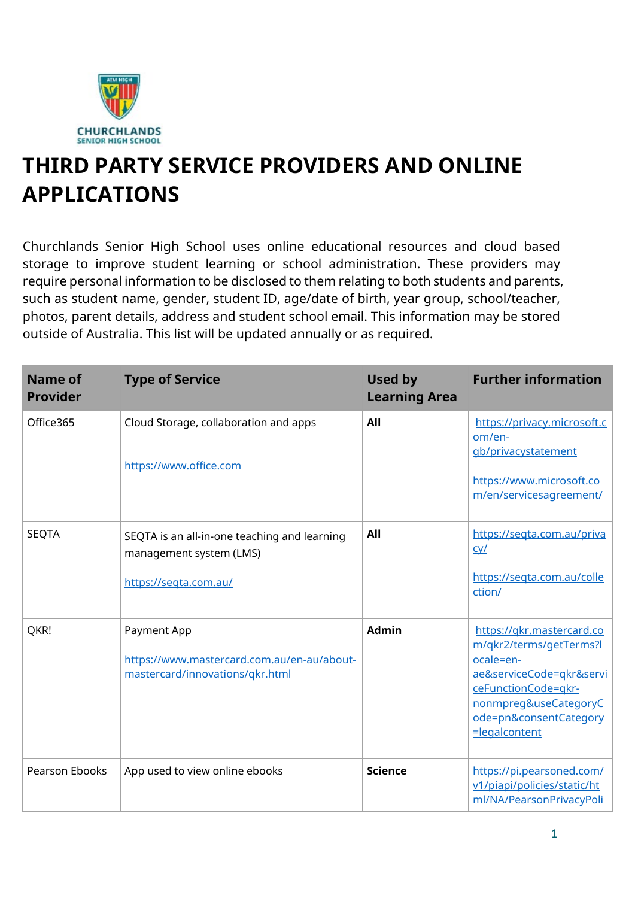# THIRD PARTY SERVICE PROVIDERS AND ONLINE APPLICATIONS

Churchlands Senior High School uses online educational resources and cloud based storage to improve student learning or school administration. These providers may require personal information to be disclosed to them relating to both students and parents, such as student name, gender, student ID, age/date of birth, year group, school/teacher, photos, parent details, address and student school email. This information may be stored outside of Australia. This list will be updated annually or as required.

| Name of Provider | Type of Service | Used by Learning Area | Further information |
|---|---|---|---|
| Office365 | Cloud Storage, collaboration and apps<br><br>https://www.office.com | **All** | https://privacy.microsoft.com/en-gb/privacystatement<br><br>https://www.microsoft.com/en/servicesagreement/ |
| SEQTA | SEQTA is an all-in-one teaching and learning management system (LMS)<br><br>https://seqta.com.au/ | **All** | https://seqta.com.au/privacy/<br><br>https://seqta.com.au/collection/ |
| QKR! | Payment App<br><br>https://www.mastercard.com.au/en-au/about-mastercard/innovations/qkr.html | **Admin** | https://qkr.mastercard.com/qkr2/terms/getTerms?locale=en-ae&serviceCode=qkr&serviceFunctionCode=qkr-nonmpreg&useCategoryCode=pn&consentCategory=legalcontent |
| Pearson Ebooks | App used to view online ebooks | **Science** | https://pi.pearsoned.com/v1/piapi/policies/static/html/NA/PearsonPrivacyPoli |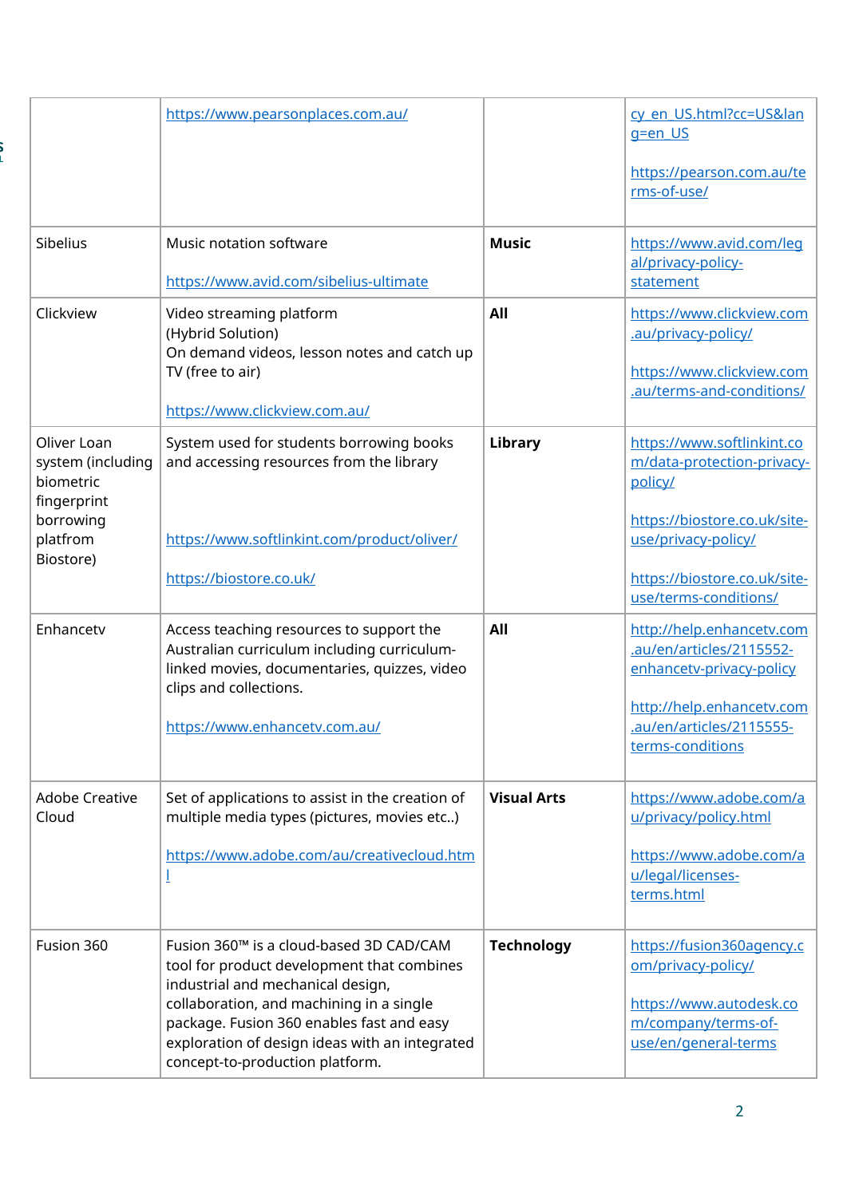| | | | |
|---|---|---|---|
| | https://www.pearsonplaces.com.au/ | | cy_en_US.html?cc=US&lang=en_US<br><br>https://pearson.com.au/terms-of-use/ |
| Sibelius | Music notation software<br><br>https://www.avid.com/sibelius-ultimate | **Music** | https://www.avid.com/legal/privacy-policy-statement |
| Clickview | Video streaming platform<br>(Hybrid Solution)<br>On demand videos, lesson notes and catch up TV (free to air)<br><br>https://www.clickview.com.au/ | **All** | https://www.clickview.com.au/privacy-policy/<br><br>https://www.clickview.com.au/terms-and-conditions/ |
| Oliver Loan system (including biometric fingerprint borrowing platfrom Biostore) | System used for students borrowing books and accessing resources from the library<br><br>https://www.softlinkint.com/product/oliver/<br><br>https://biostore.co.uk/ | **Library** | https://www.softlinkint.com/data-protection-privacy-policy/<br><br>https://biostore.co.uk/site-use/privacy-policy/<br><br>https://biostore.co.uk/site-use/terms-conditions/ |
| Enhancetv | Access teaching resources to support the Australian curriculum including curriculum-linked movies, documentaries, quizzes, video clips and collections.<br><br>https://www.enhancetv.com.au/ | **All** | http://help.enhancetv.com.au/en/articles/2115552-enhancetv-privacy-policy<br><br>http://help.enhancetv.com.au/en/articles/2115555-terms-conditions |
| Adobe Creative Cloud | Set of applications to assist in the creation of multiple media types (pictures, movies etc..)<br><br>https://www.adobe.com/au/creativecloud.html | **Visual Arts** | https://www.adobe.com/au/privacy/policy.html<br><br>https://www.adobe.com/au/legal/licenses-terms.html |
| Fusion 360 | Fusion 360™ is a cloud-based 3D CAD/CAM tool for product development that combines industrial and mechanical design, collaboration, and machining in a single package. Fusion 360 enables fast and easy exploration of design ideas with an integrated concept-to-production platform. | **Technology** | https://fusion360agency.com/privacy-policy/<br><br>https://www.autodesk.com/company/terms-of-use/en/general-terms |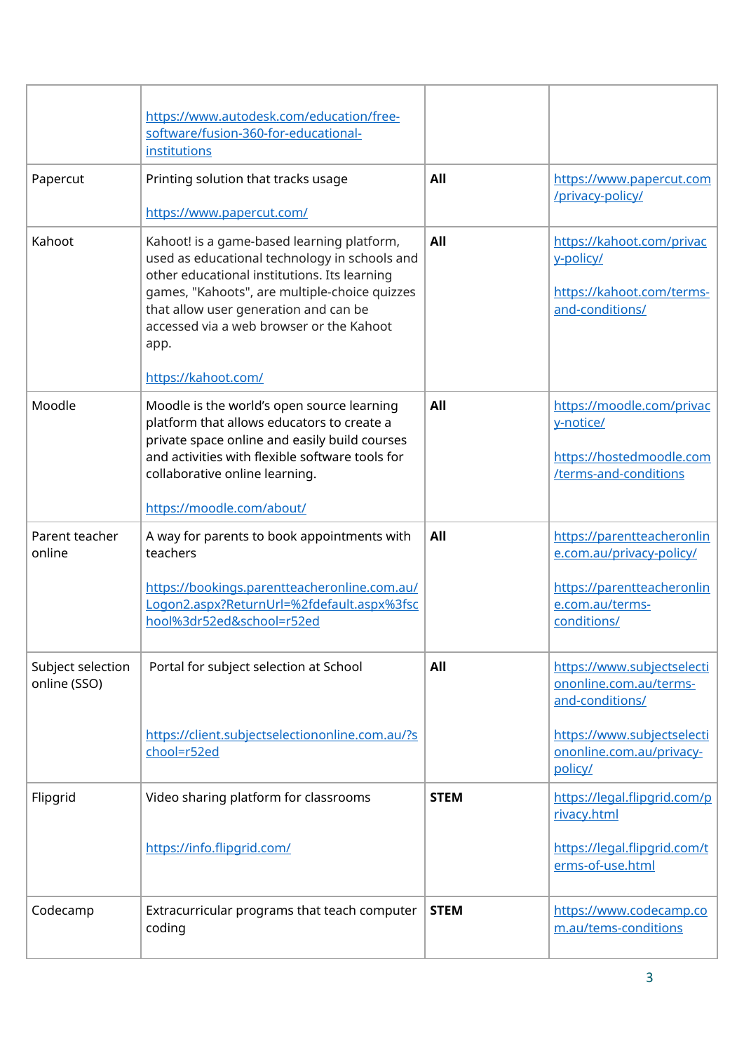| | | | |
|---|---|---|---|
| | https://www.autodesk.com/education/free-software/fusion-360-for-educational-institutions | | |
| Papercut | Printing solution that tracks usage<br><br>https://www.papercut.com/ | **All** | https://www.papercut.com/privacy-policy/ |
| Kahoot | Kahoot! is a game-based learning platform, used as educational technology in schools and other educational institutions. Its learning games, "Kahoots", are multiple-choice quizzes that allow user generation and can be accessed via a web browser or the Kahoot app.<br><br>https://kahoot.com/ | **All** | https://kahoot.com/privacy-policy/<br><br>https://kahoot.com/terms-and-conditions/ |
| Moodle | Moodle is the world's open source learning platform that allows educators to create a private space online and easily build courses and activities with flexible software tools for collaborative online learning.<br><br>https://moodle.com/about/ | **All** | https://moodle.com/privacy-notice/<br><br>https://hostedmoodle.com/terms-and-conditions |
| Parent teacher online | A way for parents to book appointments with teachers<br><br>https://bookings.parentteacheronline.com.au/Logon2.aspx?ReturnUrl=%2fdefault.aspx%3fschool%3dr52ed&school=r52ed | **All** | https://parentteacheronline.com.au/privacy-policy/<br><br>https://parentteacheronline.com.au/terms-conditions/ |
| Subject selection online (SSO) | Portal for subject selection at School<br><br>https://client.subjectselectiononline.com.au/?school=r52ed | **All** | https://www.subjectselectiononline.com.au/terms-and-conditions/<br><br>https://www.subjectselectiononline.com.au/privacy-policy/ |
| Flipgrid | Video sharing platform for classrooms<br><br>https://info.flipgrid.com/ | **STEM** | https://legal.flipgrid.com/privacy.html<br><br>https://legal.flipgrid.com/terms-of-use.html |
| Codecamp | Extracurricular programs that teach computer coding | **STEM** | https://www.codecamp.com.au/tems-conditions |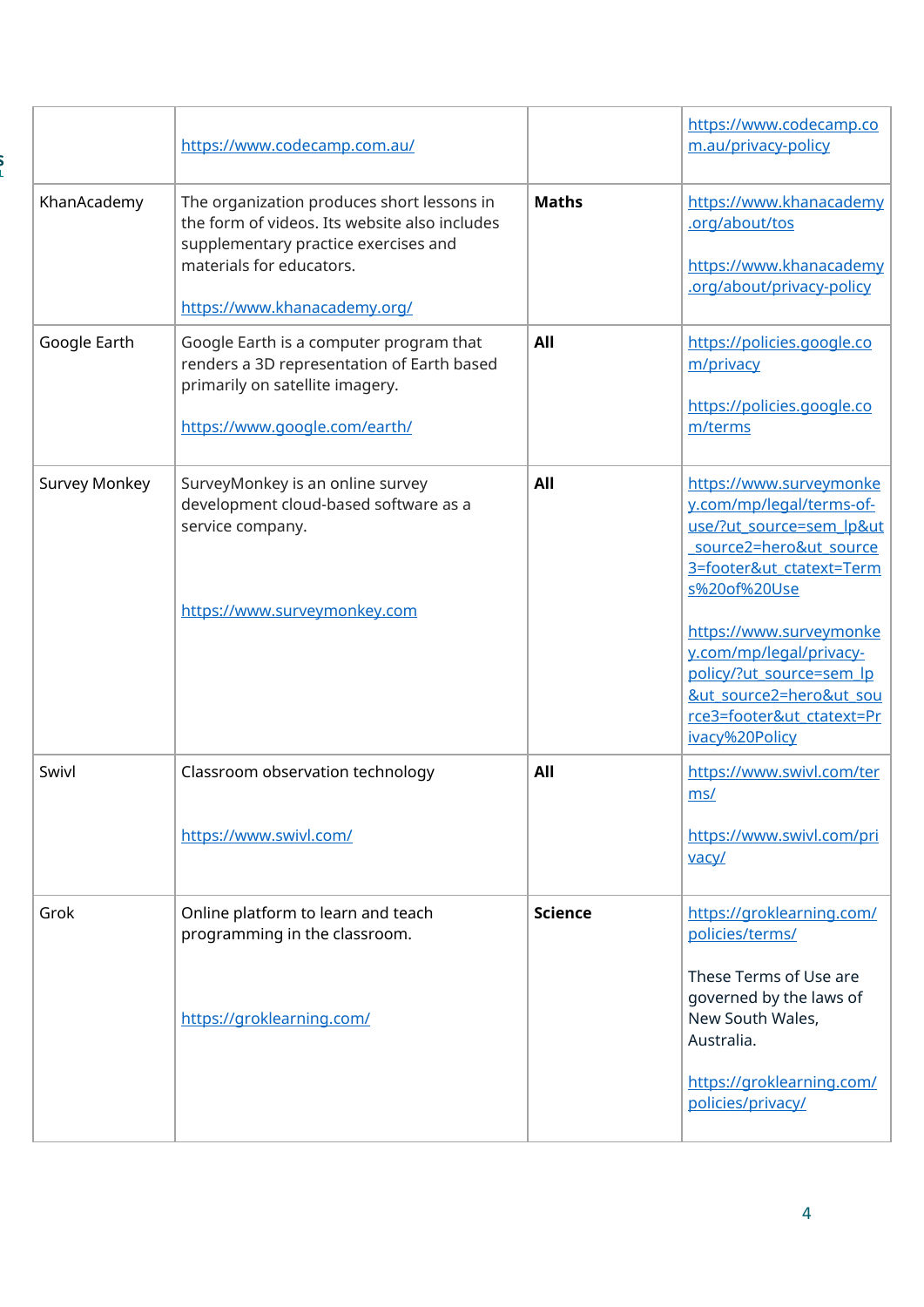| | | | |
|---|---|---|---|
| | https://www.codecamp.com.au/ | | https://www.codecamp.com.au/privacy-policy |
| KhanAcademy | The organization produces short lessons in the form of videos. Its website also includes supplementary practice exercises and materials for educators.<br><br>https://www.khanacademy.org/ | **Maths** | https://www.khanacademy.org/about/tos<br><br>https://www.khanacademy.org/about/privacy-policy |
| Google Earth | Google Earth is a computer program that renders a 3D representation of Earth based primarily on satellite imagery.<br><br>https://www.google.com/earth/ | **All** | https://policies.google.com/privacy<br><br>https://policies.google.com/terms |
| Survey Monkey | SurveyMonkey is an online survey development cloud-based software as a service company.<br><br>https://www.surveymonkey.com | **All** | https://www.surveymonkey.com/mp/legal/terms-of-use/?ut_source=sem_lp&ut_source2=hero&ut_source3=footer&ut_ctatext=Terms%20of%20Use<br><br>https://www.surveymonkey.com/mp/legal/privacy-policy/?ut_source=sem_lp&ut_source2=hero&ut_source3=footer&ut_ctatext=Privacy%20Policy |
| Swivl | Classroom observation technology<br><br>https://www.swivl.com/ | **All** | https://www.swivl.com/terms/<br><br>https://www.swivl.com/privacy/ |
| Grok | Online platform to learn and teach programming in the classroom.<br><br>https://groklearning.com/ | **Science** | https://groklearning.com/policies/terms/<br><br>These Terms of Use are governed by the laws of New South Wales, Australia.<br><br>https://groklearning.com/policies/privacy/ |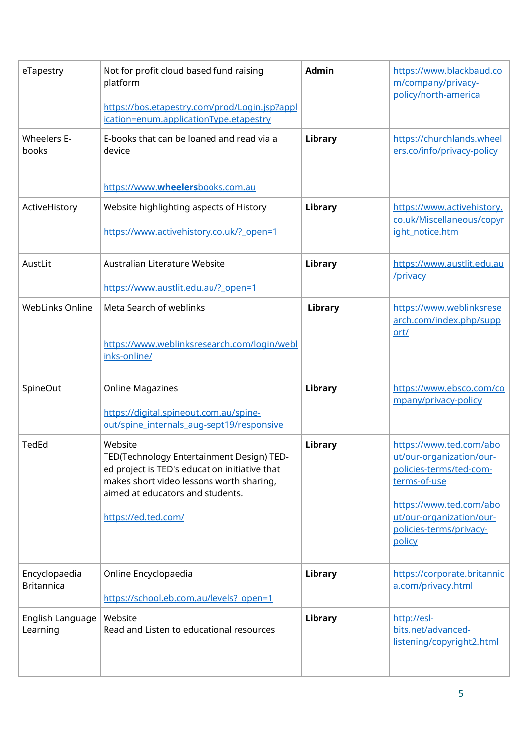| eTapestry | Not for profit cloud based fund raising platform<br><br>https://bos.etapestry.com/prod/Login.jsp?application=enum.applicationType.etapestry | **Admin** | https://www.blackbaud.com/company/privacy-policy/north-america |
|---|---|---|---|
| Wheelers E-books | E-books that can be loaned and read via a device<br><br>https://www.**wheelers**books.com.au | **Library** | https://churchlands.wheelers.co/info/privacy-policy |
| ActiveHistory | Website highlighting aspects of History<br><br>https://www.activehistory.co.uk/?_open=1 | **Library** | https://www.activehistory.co.uk/Miscellaneous/copyright_notice.htm |
| AustLit | Australian Literature Website<br><br>https://www.austlit.edu.au/?_open=1 | **Library** | https://www.austlit.edu.au/privacy |
| WebLinks Online | Meta Search of weblinks<br><br>https://www.weblinksresearch.com/login/weblinks-online/ | **Library** | https://www.weblinksresearch.com/index.php/support/ |
| SpineOut | Online Magazines<br><br>https://digital.spineout.com.au/spine-out/spine_internals_aug-sept19/responsive | **Library** | https://www.ebsco.com/company/privacy-policy |
| TedEd | Website<br>TED(Technology Entertainment Design) TED-ed project is TED's education initiative that makes short video lessons worth sharing, aimed at educators and students.<br><br>https://ed.ted.com/ | **Library** | https://www.ted.com/about/our-organization/our-policies-terms/ted-com-terms-of-use<br><br>https://www.ted.com/about/our-organization/our-policies-terms/privacy-policy |
| Encyclopaedia Britannica | Online Encyclopaedia<br><br>https://school.eb.com.au/levels?_open=1 | **Library** | https://corporate.britannica.com/privacy.html |
| English Language Learning | Website<br>Read and Listen to educational resources | **Library** | http://esl-bits.net/advanced-listening/copyright2.html |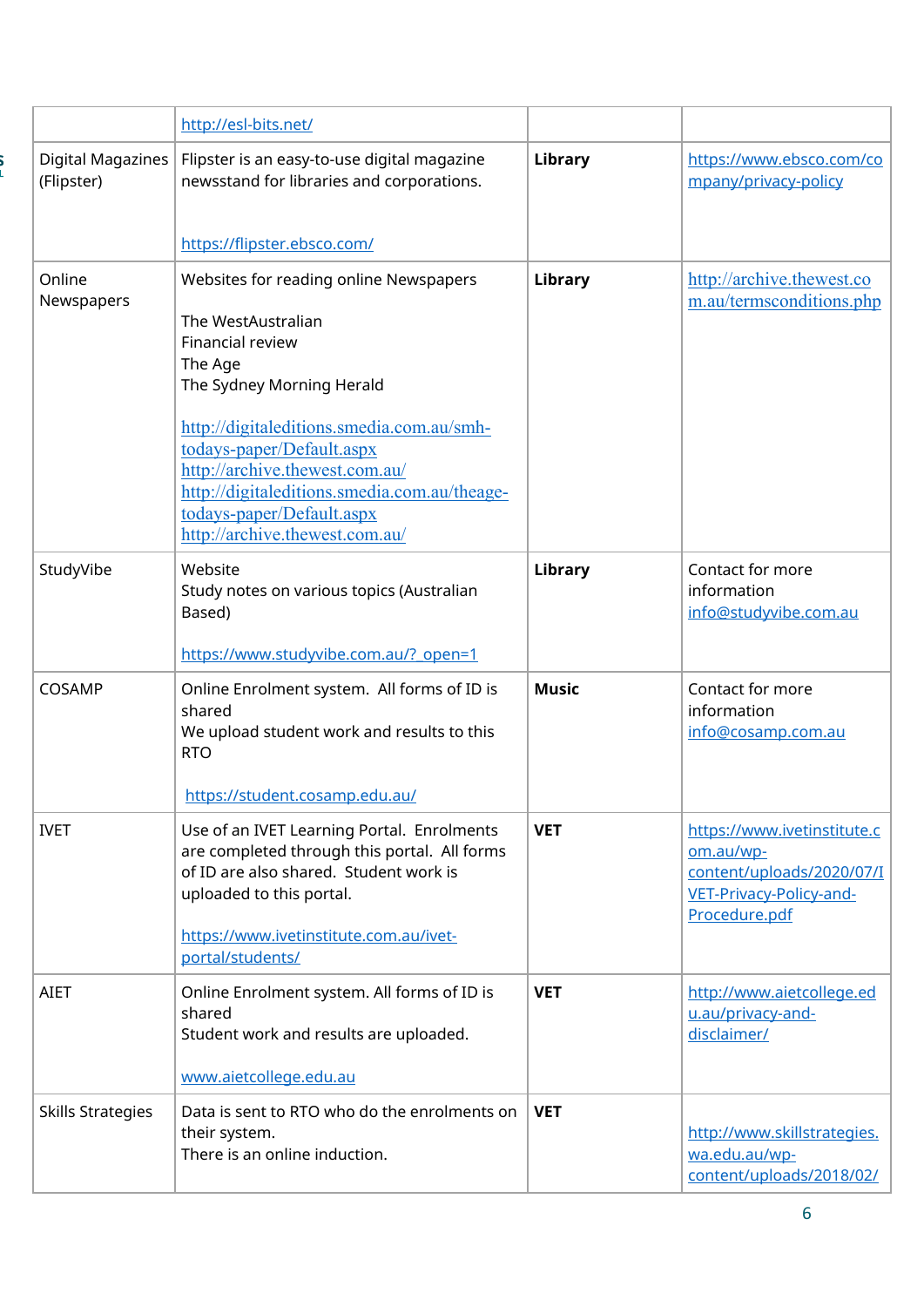| | | | |
|---|---|---|---|
| | http://esl-bits.net/ | | |
| Digital Magazines (Flipster) | Flipster is an easy-to-use digital magazine newsstand for libraries and corporations.<br><br>https://flipster.ebsco.com/ | **Library** | https://www.ebsco.com/company/privacy-policy |
| Online Newspapers | Websites for reading online Newspapers<br><br>The WestAustralian<br>Financial review<br>The Age<br>The Sydney Morning Herald<br><br>http://digitaleditions.smedia.com.au/smh-todays-paper/Default.aspx<br>http://archive.thewest.com.au/<br>http://digitaleditions.smedia.com.au/theage-todays-paper/Default.aspx<br>http://archive.thewest.com.au/ | **Library** | http://archive.thewest.com.au/termsconditions.php |
| StudyVibe | Website<br>Study notes on various topics (Australian Based)<br><br>https://www.studyvibe.com.au/?_open=1 | **Library** | Contact for more information<br>info@studyvibe.com.au |
| COSAMP | Online Enrolment system. All forms of ID is shared<br>We upload student work and results to this RTO<br><br>https://student.cosamp.edu.au/ | **Music** | Contact for more information<br>info@cosamp.com.au |
| IVET | Use of an IVET Learning Portal. Enrolments are completed through this portal. All forms of ID are also shared. Student work is uploaded to this portal.<br><br>https://www.ivetinstitute.com.au/ivet-portal/students/ | **VET** | https://www.ivetinstitute.com.au/wp-content/uploads/2020/07/IVET-Privacy-Policy-and-Procedure.pdf |
| AIET | Online Enrolment system. All forms of ID is shared<br>Student work and results are uploaded.<br><br>www.aietcollege.edu.au | **VET** | http://www.aietcollege.edu.au/privacy-and-disclaimer/ |
| Skills Strategies | Data is sent to RTO who do the enrolments on their system.<br>There is an online induction. | **VET** | http://www.skillstrategies.wa.edu.au/wp-content/uploads/2018/02/ |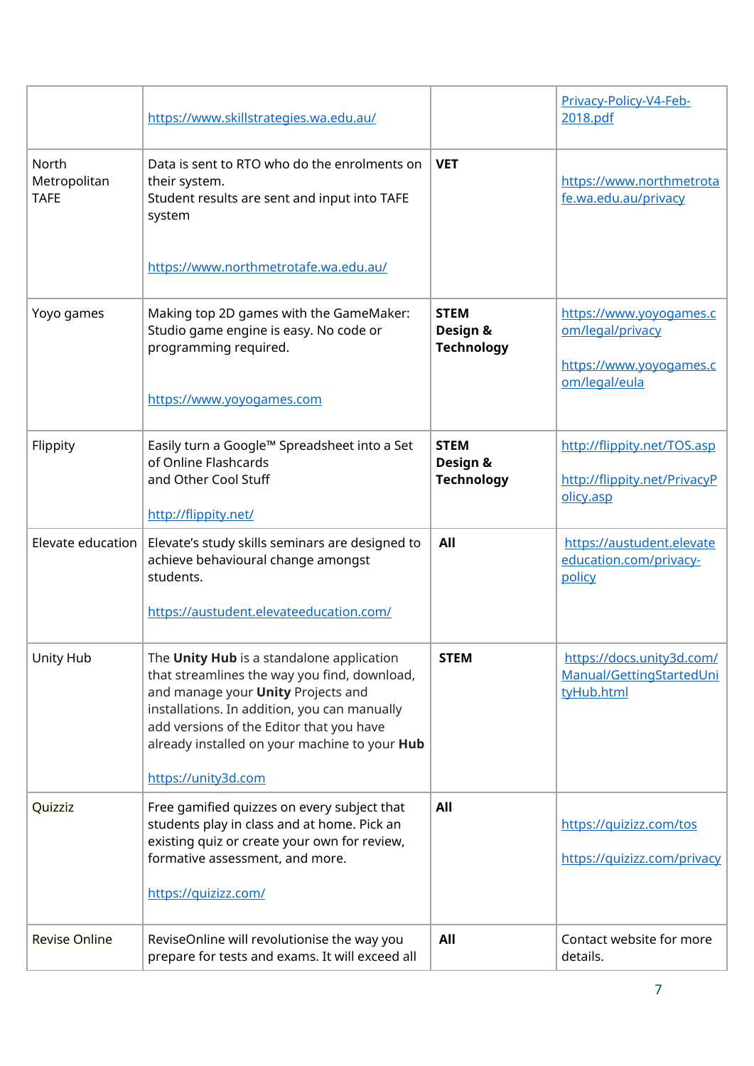| | | | |
|---|---|---|---|
| | https://www.skillstrategies.wa.edu.au/ | | Privacy-Policy-V4-Feb-2018.pdf |
| North Metropolitan TAFE | Data is sent to RTO who do the enrolments on their system.<br>Student results are sent and input into TAFE system<br><br>https://www.northmetrotafe.wa.edu.au/ | **VET** | https://www.northmetrotafe.wa.edu.au/privacy |
| Yoyo games | Making top 2D games with the GameMaker: Studio game engine is easy. No code or programming required.<br><br>https://www.yoyogames.com | **STEM Design & Technology** | https://www.yoyogames.com/legal/privacy<br><br>https://www.yoyogames.com/legal/eula |
| Flippity | Easily turn a Google™ Spreadsheet into a Set of Online Flashcards and Other Cool Stuff<br><br>http://flippity.net/ | **STEM Design & Technology** | http://flippity.net/TOS.asp<br><br>http://flippity.net/PrivacyPolicy.asp |
| Elevate education | Elevate's study skills seminars are designed to achieve behavioural change amongst students.<br><br>https://austudent.elevateeducation.com/ | **All** | https://austudent.elevateeducation.com/privacy-policy |
| Unity Hub | The **Unity Hub** is a standalone application that streamlines the way you find, download, and manage your **Unity** Projects and installations. In addition, you can manually add versions of the Editor that you have already installed on your machine to your **Hub**<br><br>https://unity3d.com | **STEM** | https://docs.unity3d.com/Manual/GettingStartedUnityHub.html |
| Quizziz | Free gamified quizzes on every subject that students play in class and at home. Pick an existing quiz or create your own for review, formative assessment, and more.<br><br>https://quizizz.com/ | **All** | https://quizizz.com/tos<br><br>https://quizizz.com/privacy |
| Revise Online | ReviseOnline will revolutionise the way you prepare for tests and exams. It will exceed all | **All** | Contact website for more details. |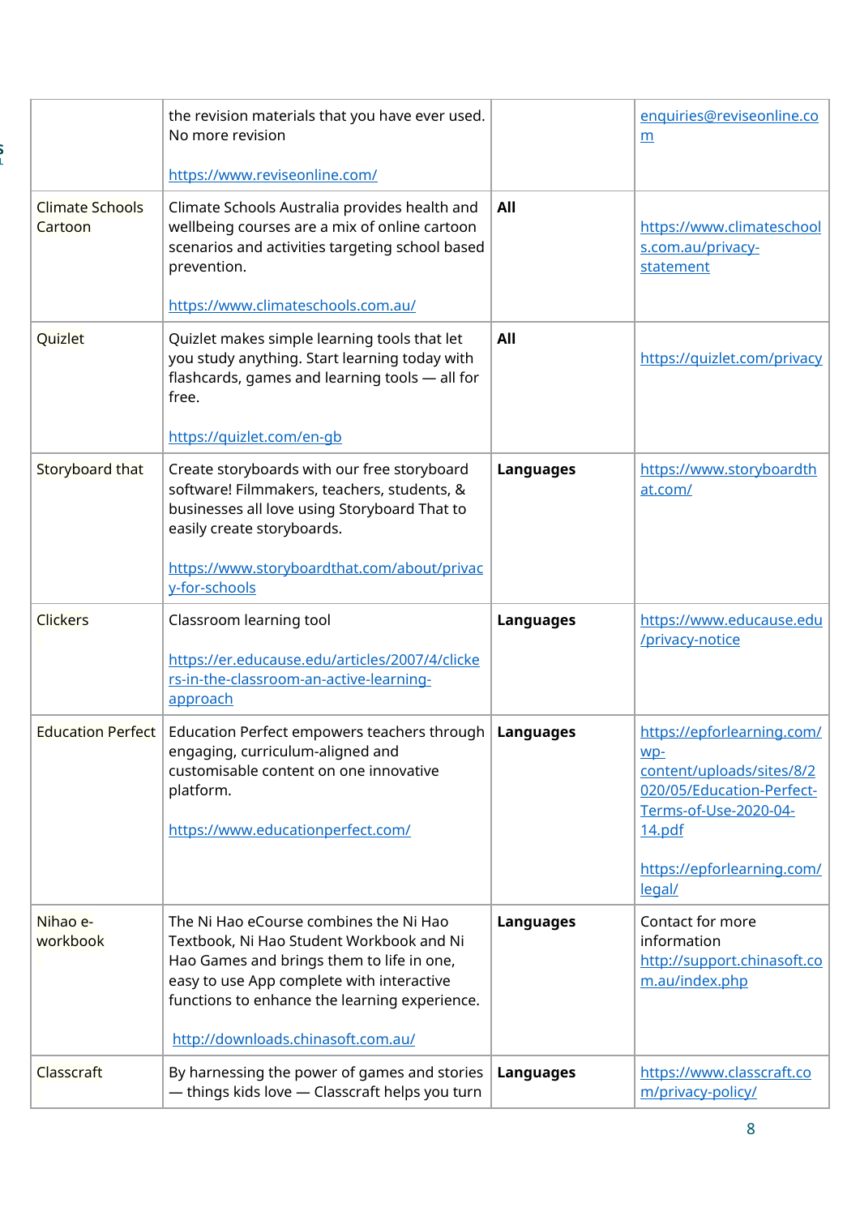| | | | |
|---|---|---|---|
| | the revision materials that you have ever used. No more revision<br><br>https://www.reviseonline.com/ | | enquiries@reviseonline.com |
| Climate Schools Cartoon | Climate Schools Australia provides health and wellbeing courses are a mix of online cartoon scenarios and activities targeting school based prevention.<br><br>https://www.climateschools.com.au/ | **All** | https://www.climateschools.com.au/privacy-statement |
| Quizlet | Quizlet makes simple learning tools that let you study anything. Start learning today with flashcards, games and learning tools — all for free.<br><br>https://quizlet.com/en-gb | **All** | https://quizlet.com/privacy |
| Storyboard that | Create storyboards with our free storyboard software! Filmmakers, teachers, students, & businesses all love using Storyboard That to easily create storyboards.<br><br>https://www.storyboardthat.com/about/privacy-for-schools | **Languages** | https://www.storyboardthat.com/ |
| Clickers | Classroom learning tool<br><br>https://er.educause.edu/articles/2007/4/clickers-in-the-classroom-an-active-learning-approach | **Languages** | https://www.educause.edu/privacy-notice |
| Education Perfect | Education Perfect empowers teachers through engaging, curriculum-aligned and customisable content on one innovative platform.<br><br>https://www.educationperfect.com/ | **Languages** | https://epforlearning.com/wp-content/uploads/sites/8/2020/05/Education-Perfect-Terms-of-Use-2020-04-14.pdf<br><br>https://epforlearning.com/legal/ |
| Nihao e-workbook | The Ni Hao eCourse combines the Ni Hao Textbook, Ni Hao Student Workbook and Ni Hao Games and brings them to life in one, easy to use App complete with interactive functions to enhance the learning experience.<br><br>http://downloads.chinasoft.com.au/ | **Languages** | Contact for more information http://support.chinasoft.com.au/index.php |
| Classcraft | By harnessing the power of games and stories — things kids love — Classcraft helps you turn | **Languages** | https://www.classcraft.com/privacy-policy/ |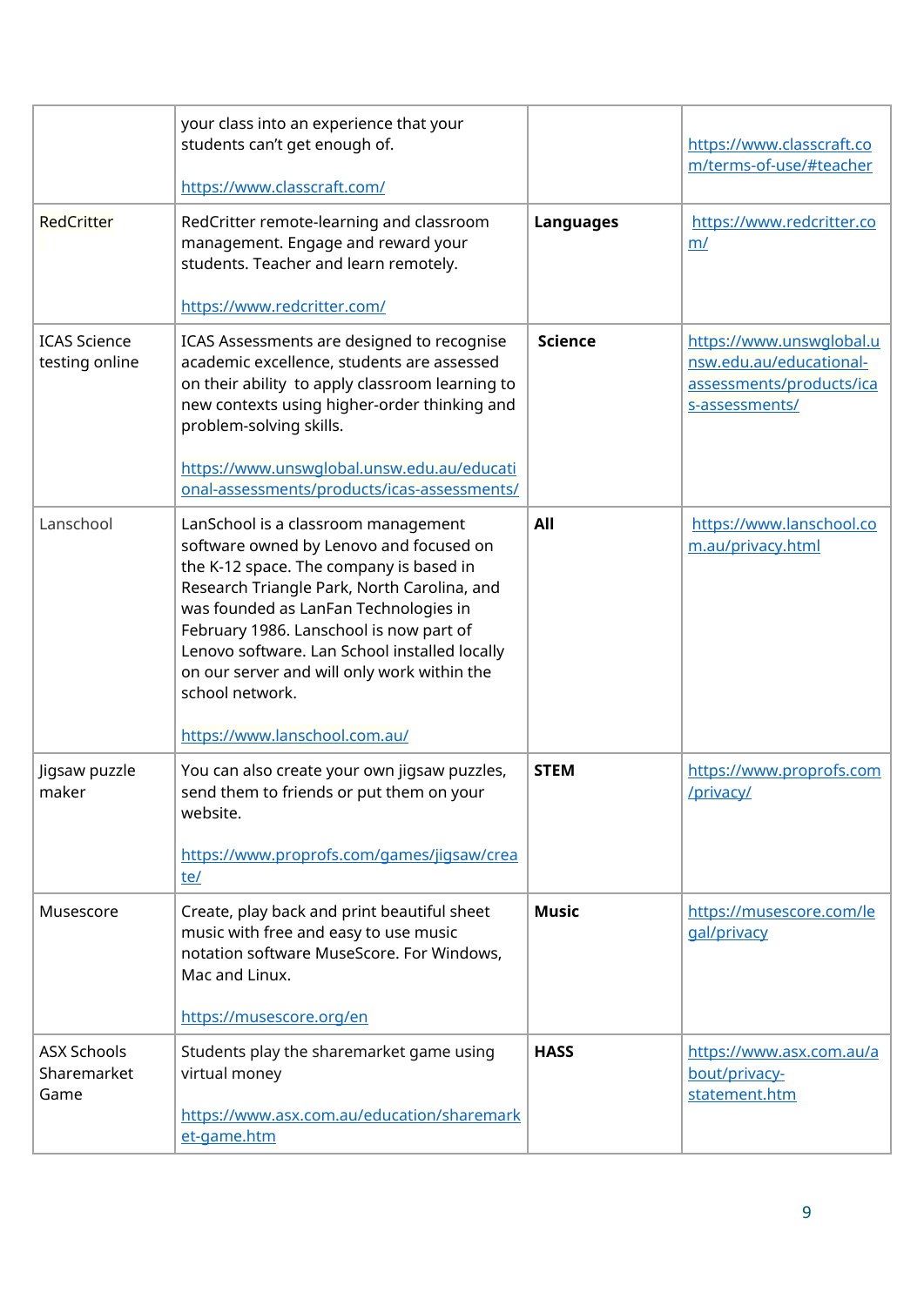| | | | |
|---|---|---|---|
| | your class into an experience that your students can't get enough of.<br><br>https://www.classcraft.com/ | | https://www.classcraft.com/terms-of-use/#teacher |
| RedCritter | RedCritter remote-learning and classroom management. Engage and reward your students. Teacher and learn remotely.<br><br>https://www.redcritter.com/ | **Languages** | https://www.redcritter.com/ |
| ICAS Science testing online | ICAS Assessments are designed to recognise academic excellence, students are assessed on their ability to apply classroom learning to new contexts using higher-order thinking and problem-solving skills.<br><br>https://www.unswglobal.unsw.edu.au/educational-assessments/products/icas-assessments/ | **Science** | https://www.unswglobal.unsw.edu.au/educational-assessments/products/icas-assessments/ |
| Lanschool | LanSchool is a classroom management software owned by Lenovo and focused on the K-12 space. The company is based in Research Triangle Park, North Carolina, and was founded as LanFan Technologies in February 1986. Lanschool is now part of Lenovo software. Lan School installed locally on our server and will only work within the school network.<br><br>https://www.lanschool.com.au/ | **All** | https://www.lanschool.com.au/privacy.html |
| Jigsaw puzzle maker | You can also create your own jigsaw puzzles, send them to friends or put them on your website.<br><br>https://www.proprofs.com/games/jigsaw/create/ | **STEM** | https://www.proprofs.com/privacy/ |
| Musescore | Create, play back and print beautiful sheet music with free and easy to use music notation software MuseScore. For Windows, Mac and Linux.<br><br>https://musescore.org/en | **Music** | https://musescore.com/legal/privacy |
| ASX Schools Sharemarket Game | Students play the sharemarket game using virtual money<br><br>https://www.asx.com.au/education/sharemarket-game.htm | **HASS** | https://www.asx.com.au/about/privacy-statement.htm |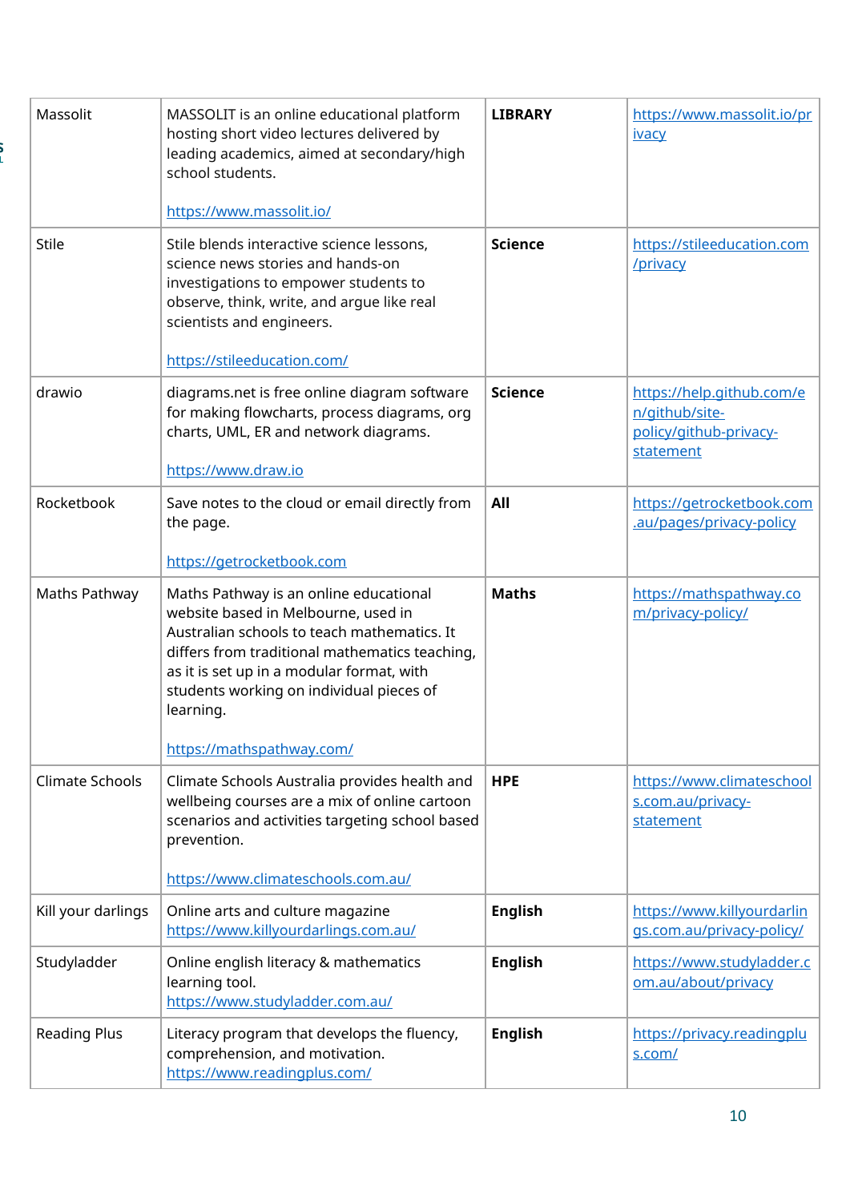| | | | |
|---|---|---|---|
| Massolit | MASSOLIT is an online educational platform hosting short video lectures delivered by leading academics, aimed at secondary/high school students.<br><br>https://www.massolit.io/ | **LIBRARY** | https://www.massolit.io/privacy |
| Stile | Stile blends interactive science lessons, science news stories and hands-on investigations to empower students to observe, think, write, and argue like real scientists and engineers.<br><br>https://stileeducation.com/ | **Science** | https://stileeducation.com/privacy |
| drawio | diagrams.net is free online diagram software for making flowcharts, process diagrams, org charts, UML, ER and network diagrams.<br><br>https://www.draw.io | **Science** | https://help.github.com/en/github/site-policy/github-privacy-statement |
| Rocketbook | Save notes to the cloud or email directly from the page.<br><br>https://getrocketbook.com | **All** | https://getrocketbook.com.au/pages/privacy-policy |
| Maths Pathway | Maths Pathway is an online educational website based in Melbourne, used in Australian schools to teach mathematics. It differs from traditional mathematics teaching, as it is set up in a modular format, with students working on individual pieces of learning.<br><br>https://mathspathway.com/ | **Maths** | https://mathspathway.com/privacy-policy/ |
| Climate Schools | Climate Schools Australia provides health and wellbeing courses are a mix of online cartoon scenarios and activities targeting school based prevention.<br><br>https://www.climateschools.com.au/ | **HPE** | https://www.climateschools.com.au/privacy-statement |
| Kill your darlings | Online arts and culture magazine<br>https://www.killyourdarlings.com.au/ | **English** | https://www.killyourdarlings.com.au/privacy-policy/ |
| Studyladder | Online english literacy & mathematics learning tool.<br>https://www.studyladder.com.au/ | **English** | https://www.studyladder.com.au/about/privacy |
| Reading Plus | Literacy program that develops the fluency, comprehension, and motivation.<br>https://www.readingplus.com/ | **English** | https://privacy.readingplus.com/ |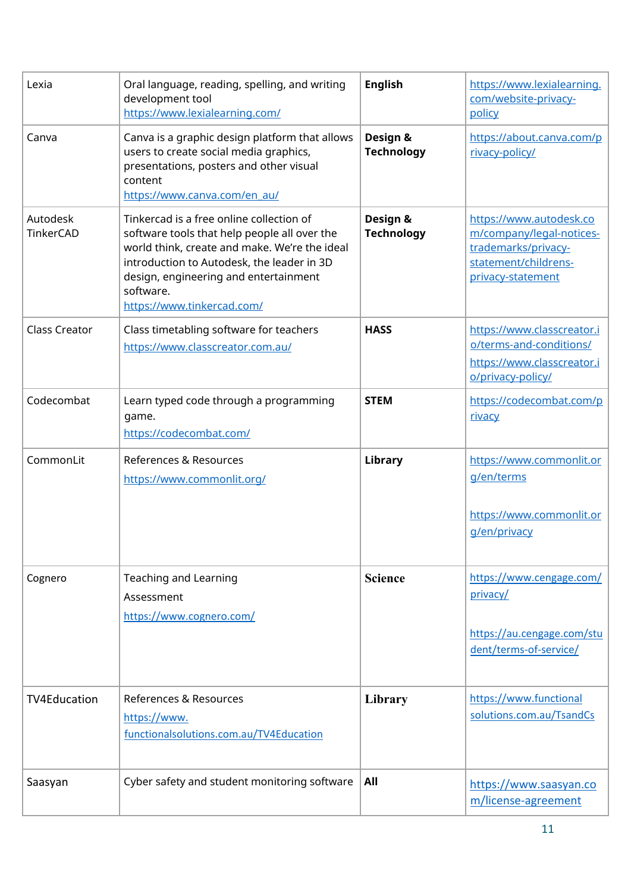| Lexia | Oral language, reading, spelling, and writing development tool https://www.lexialearning.com/ | **English** | https://www.lexialearning.com/website-privacy-policy |
|---|---|---|---|
| Canva | Canva is a graphic design platform that allows users to create social media graphics, presentations, posters and other visual content https://www.canva.com/en_au/ | **Design & Technology** | https://about.canva.com/privacy-policy/ |
| Autodesk TinkerCAD | Tinkercad is a free online collection of software tools that help people all over the world think, create and make. We're the ideal introduction to Autodesk, the leader in 3D design, engineering and entertainment software. https://www.tinkercad.com/ | **Design & Technology** | https://www.autodesk.com/company/legal-notices-trademarks/privacy-statement/childrens-privacy-statement |
| Class Creator | Class timetabling software for teachers https://www.classcreator.com.au/ | **HASS** | https://www.classcreator.io/terms-and-conditions/ https://www.classcreator.io/privacy-policy/ |
| Codecombat | Learn typed code through a programming game. https://codecombat.com/ | **STEM** | https://codecombat.com/privacy |
| CommonLit | References & Resources https://www.commonlit.org/ | **Library** | https://www.commonlit.org/en/terms https://www.commonlit.org/en/privacy |
| Cognero | Teaching and Learning Assessment https://www.cognero.com/ | **Science** | https://www.cengage.com/privacy/ https://au.cengage.com/student/terms-of-service/ |
| TV4Education | References & Resources https://www.functionalsolutions.com.au/TV4Education | **Library** | https://www.functionalsolutions.com.au/TsandCs |
| Saasyan | Cyber safety and student monitoring software | **All** | https://www.saasyan.com/license-agreement |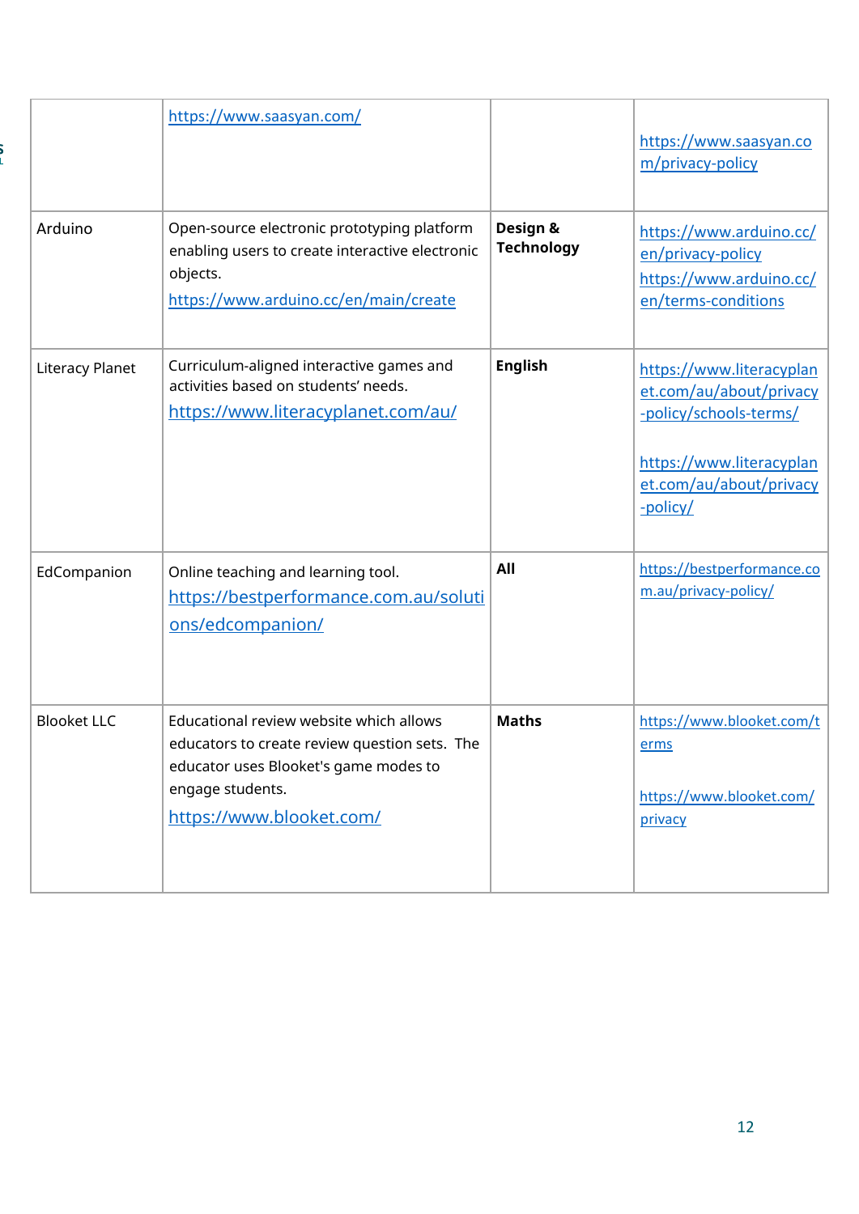| | | | |
|---|---|---|---|
| | https://www.saasyan.com/ | | https://www.saasyan.com/privacy-policy |
| Arduino | Open-source electronic prototyping platform enabling users to create interactive electronic objects. https://www.arduino.cc/en/main/create | **Design & Technology** | https://www.arduino.cc/en/privacy-policy https://www.arduino.cc/en/terms-conditions |
| Literacy Planet | Curriculum-aligned interactive games and activities based on students' needs. https://www.literacyplanet.com/au/ | **English** | https://www.literacyplanet.com/au/about/privacy-policy/schools-terms/ https://www.literacyplanet.com/au/about/privacy-policy/ |
| EdCompanion | Online teaching and learning tool. https://bestperformance.com.au/solutions/edcompanion/ | **All** | https://bestperformance.com.au/privacy-policy/ |
| Blooket LLC | Educational review website which allows educators to create review question sets. The educator uses Blooket's game modes to engage students. https://www.blooket.com/ | **Maths** | https://www.blooket.com/terms https://www.blooket.com/privacy |